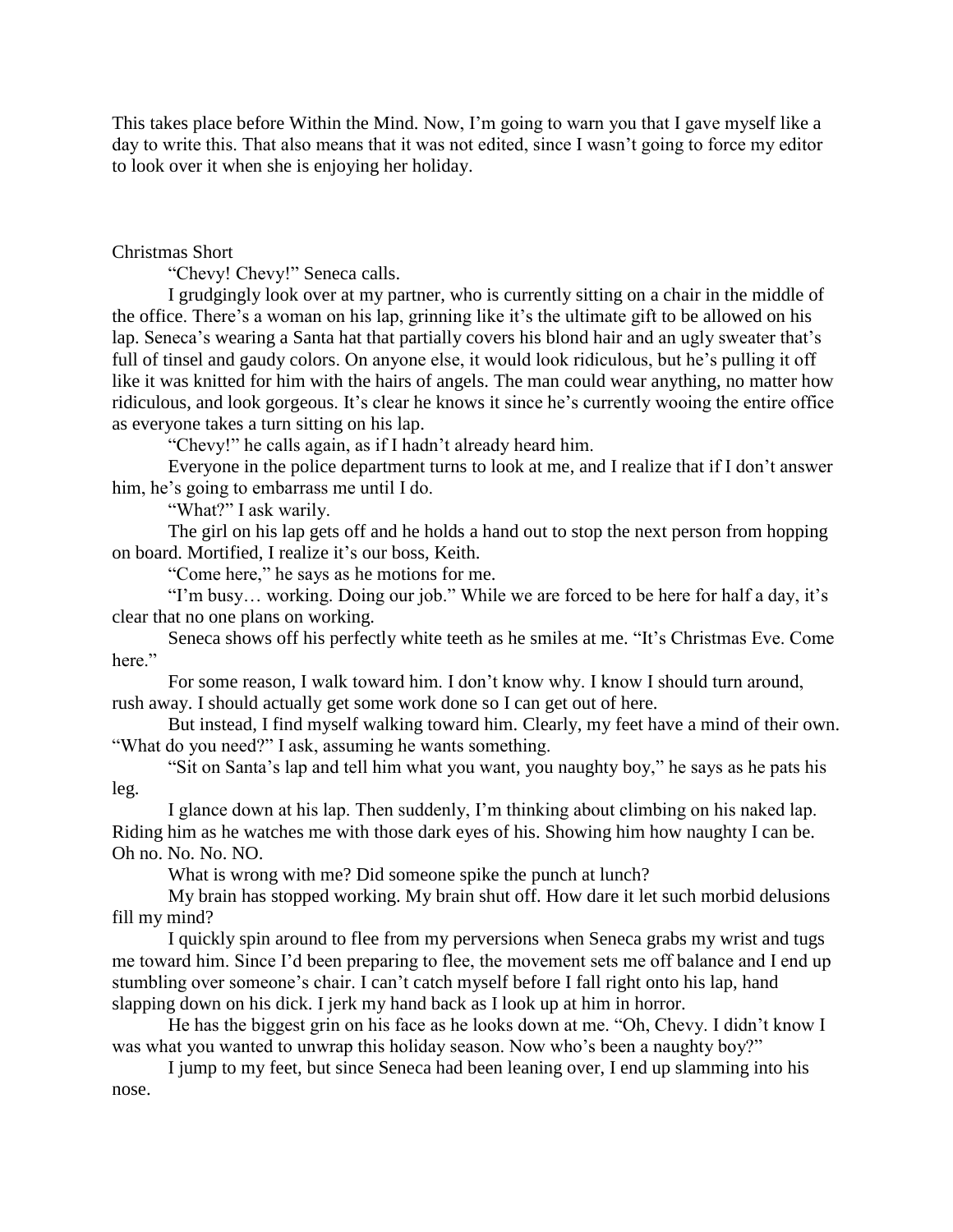This takes place before Within the Mind. Now, I'm going to warn you that I gave myself like a day to write this. That also means that it was not edited, since I wasn't going to force my editor to look over it when she is enjoying her holiday.

## Christmas Short

"Chevy! Chevy!" Seneca calls.

I grudgingly look over at my partner, who is currently sitting on a chair in the middle of the office. There's a woman on his lap, grinning like it's the ultimate gift to be allowed on his lap. Seneca's wearing a Santa hat that partially covers his blond hair and an ugly sweater that's full of tinsel and gaudy colors. On anyone else, it would look ridiculous, but he's pulling it off like it was knitted for him with the hairs of angels. The man could wear anything, no matter how ridiculous, and look gorgeous. It's clear he knows it since he's currently wooing the entire office as everyone takes a turn sitting on his lap.

"Chevy!" he calls again, as if I hadn't already heard him.

Everyone in the police department turns to look at me, and I realize that if I don't answer him, he's going to embarrass me until I do.

"What?" I ask warily.

The girl on his lap gets off and he holds a hand out to stop the next person from hopping on board. Mortified, I realize it's our boss, Keith.

"Come here," he says as he motions for me.

"I'm busy… working. Doing our job." While we are forced to be here for half a day, it's clear that no one plans on working.

Seneca shows off his perfectly white teeth as he smiles at me. "It's Christmas Eve. Come here."

For some reason, I walk toward him. I don't know why. I know I should turn around, rush away. I should actually get some work done so I can get out of here.

But instead, I find myself walking toward him. Clearly, my feet have a mind of their own. "What do you need?" I ask, assuming he wants something.

"Sit on Santa's lap and tell him what you want, you naughty boy," he says as he pats his leg.

I glance down at his lap. Then suddenly, I'm thinking about climbing on his naked lap. Riding him as he watches me with those dark eyes of his. Showing him how naughty I can be. Oh no. No. No. NO.

What is wrong with me? Did someone spike the punch at lunch?

My brain has stopped working. My brain shut off. How dare it let such morbid delusions fill my mind?

I quickly spin around to flee from my perversions when Seneca grabs my wrist and tugs me toward him. Since I'd been preparing to flee, the movement sets me off balance and I end up stumbling over someone's chair. I can't catch myself before I fall right onto his lap, hand slapping down on his dick. I jerk my hand back as I look up at him in horror.

He has the biggest grin on his face as he looks down at me. "Oh, Chevy. I didn't know I was what you wanted to unwrap this holiday season. Now who's been a naughty boy?"

I jump to my feet, but since Seneca had been leaning over, I end up slamming into his nose.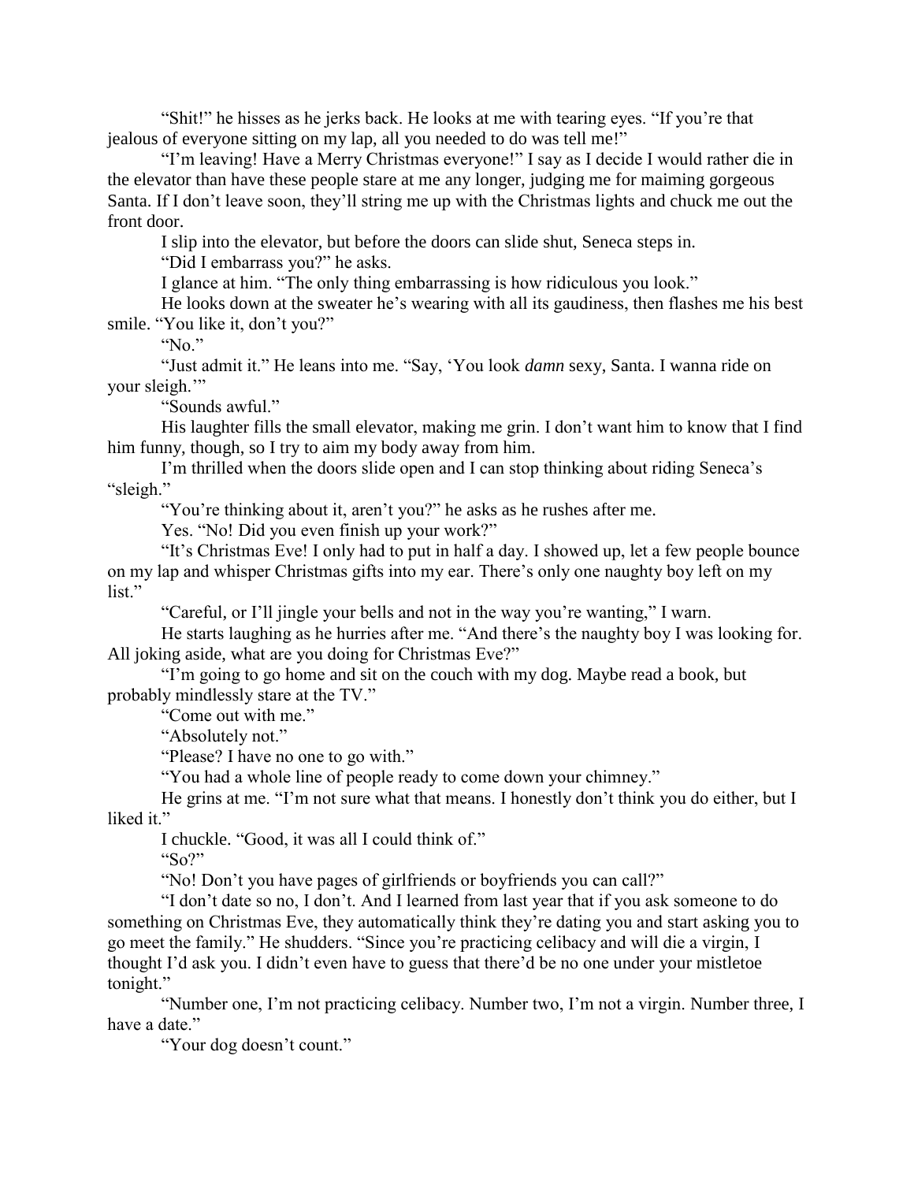"Shit!" he hisses as he jerks back. He looks at me with tearing eyes. "If you're that jealous of everyone sitting on my lap, all you needed to do was tell me!"

"I'm leaving! Have a Merry Christmas everyone!" I say as I decide I would rather die in the elevator than have these people stare at me any longer, judging me for maiming gorgeous Santa. If I don't leave soon, they'll string me up with the Christmas lights and chuck me out the front door.

I slip into the elevator, but before the doors can slide shut, Seneca steps in.

"Did I embarrass you?" he asks.

I glance at him. "The only thing embarrassing is how ridiculous you look."

He looks down at the sweater he's wearing with all its gaudiness, then flashes me his best smile. "You like it, don't you?"

"No."

"Just admit it." He leans into me. "Say, 'You look *damn* sexy, Santa. I wanna ride on your sleigh.'"

"Sounds awful."

His laughter fills the small elevator, making me grin. I don't want him to know that I find him funny, though, so I try to aim my body away from him.

I'm thrilled when the doors slide open and I can stop thinking about riding Seneca's "sleigh."

"You're thinking about it, aren't you?" he asks as he rushes after me.

Yes. "No! Did you even finish up your work?"

"It's Christmas Eve! I only had to put in half a day. I showed up, let a few people bounce on my lap and whisper Christmas gifts into my ear. There's only one naughty boy left on my list."

"Careful, or I'll jingle your bells and not in the way you're wanting," I warn.

He starts laughing as he hurries after me. "And there's the naughty boy I was looking for. All joking aside, what are you doing for Christmas Eve?"

"I'm going to go home and sit on the couch with my dog. Maybe read a book, but probably mindlessly stare at the TV."

"Come out with me."

"Absolutely not."

"Please? I have no one to go with."

"You had a whole line of people ready to come down your chimney."

He grins at me. "I'm not sure what that means. I honestly don't think you do either, but I liked it."

I chuckle. "Good, it was all I could think of."

"So?"

"No! Don't you have pages of girlfriends or boyfriends you can call?"

"I don't date so no, I don't. And I learned from last year that if you ask someone to do something on Christmas Eve, they automatically think they're dating you and start asking you to go meet the family." He shudders. "Since you're practicing celibacy and will die a virgin, I thought I'd ask you. I didn't even have to guess that there'd be no one under your mistletoe tonight."

"Number one, I'm not practicing celibacy. Number two, I'm not a virgin. Number three, I have a date."

"Your dog doesn't count."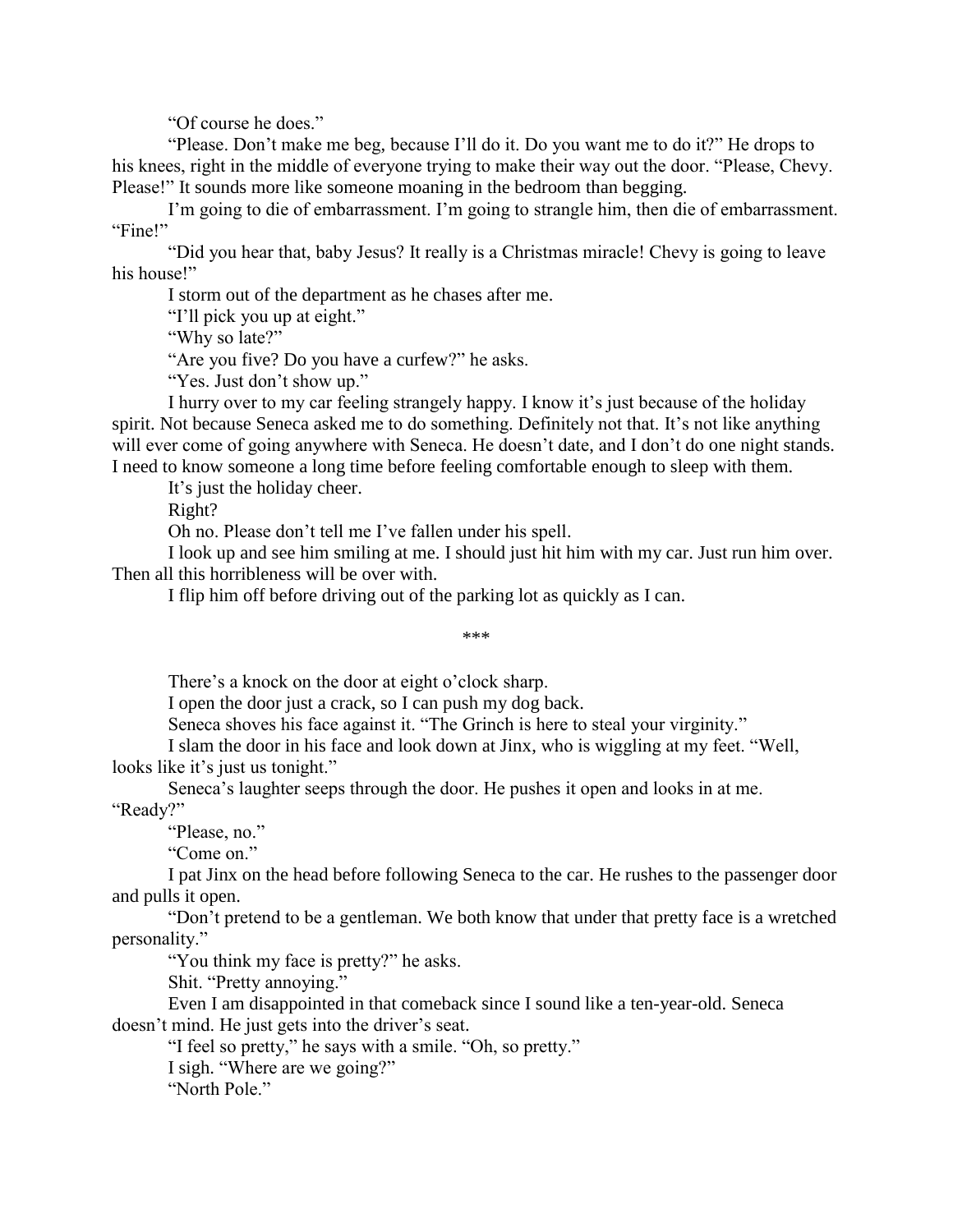"Of course he does."

"Please. Don't make me beg, because I'll do it. Do you want me to do it?" He drops to his knees, right in the middle of everyone trying to make their way out the door. "Please, Chevy. Please!" It sounds more like someone moaning in the bedroom than begging.

I'm going to die of embarrassment. I'm going to strangle him, then die of embarrassment. "Fine!"

"Did you hear that, baby Jesus? It really is a Christmas miracle! Chevy is going to leave his house!"

I storm out of the department as he chases after me.

"I'll pick you up at eight."

"Why so late?"

"Are you five? Do you have a curfew?" he asks.

"Yes. Just don't show up."

I hurry over to my car feeling strangely happy. I know it's just because of the holiday spirit. Not because Seneca asked me to do something. Definitely not that. It's not like anything will ever come of going anywhere with Seneca. He doesn't date, and I don't do one night stands. I need to know someone a long time before feeling comfortable enough to sleep with them.

It's just the holiday cheer.

Right?

Oh no. Please don't tell me I've fallen under his spell.

I look up and see him smiling at me. I should just hit him with my car. Just run him over. Then all this horribleness will be over with.

I flip him off before driving out of the parking lot as quickly as I can.

***

There's a knock on the door at eight o'clock sharp.

I open the door just a crack, so I can push my dog back.

Seneca shoves his face against it. "The Grinch is here to steal your virginity."

I slam the door in his face and look down at Jinx, who is wiggling at my feet. "Well, looks like it's just us tonight."

Seneca's laughter seeps through the door. He pushes it open and looks in at me. "Ready?"

"Please, no."

"Come on."

I pat Jinx on the head before following Seneca to the car. He rushes to the passenger door and pulls it open.

"Don't pretend to be a gentleman. We both know that under that pretty face is a wretched personality."

"You think my face is pretty?" he asks.

Shit. "Pretty annoying."

Even I am disappointed in that comeback since I sound like a ten-year-old. Seneca doesn't mind. He just gets into the driver's seat.

"I feel so pretty," he says with a smile. "Oh, so pretty."

I sigh. "Where are we going?"

"North Pole."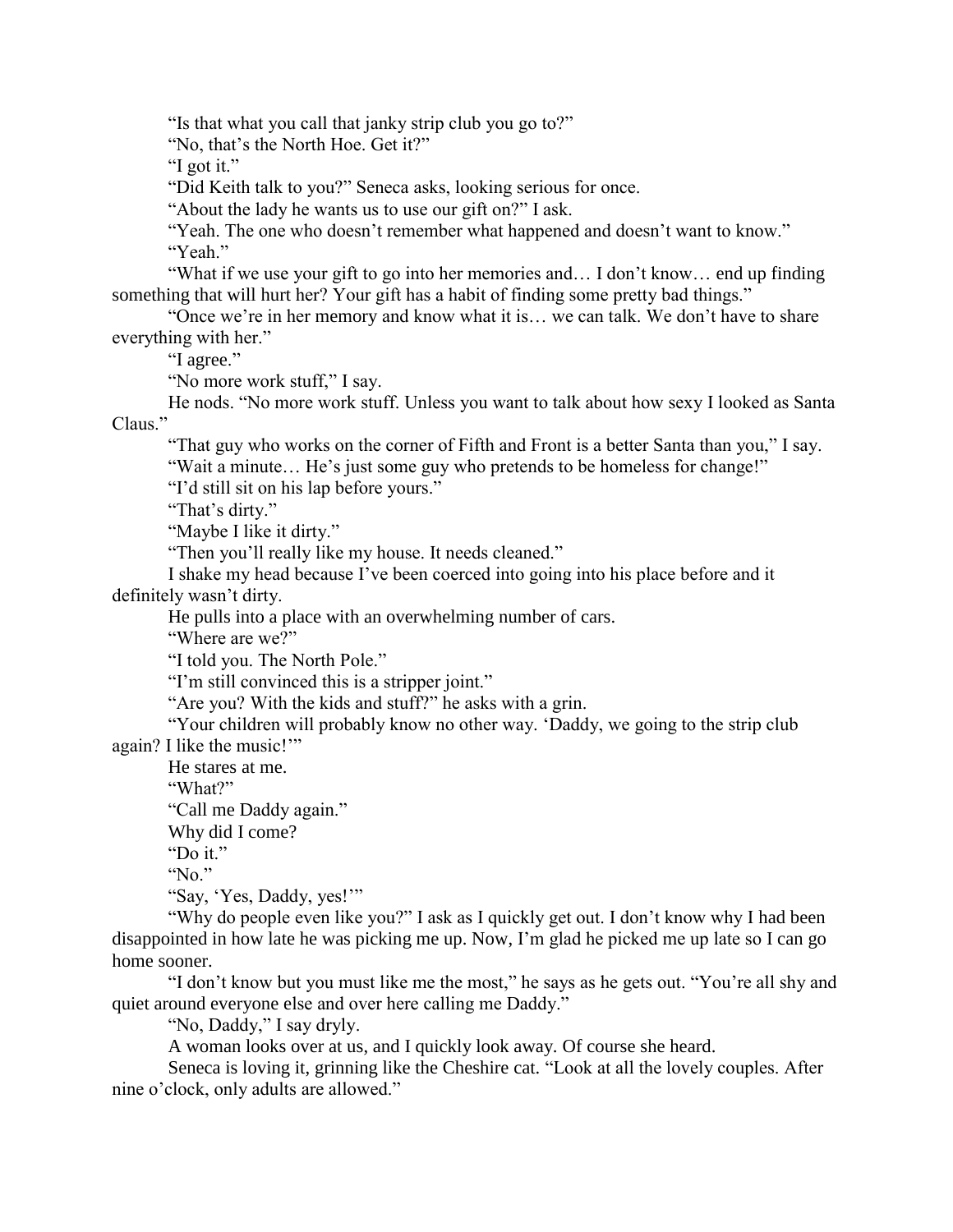"Is that what you call that janky strip club you go to?"

"No, that's the North Hoe. Get it?"

"I got it."

"Did Keith talk to you?" Seneca asks, looking serious for once.

"About the lady he wants us to use our gift on?" I ask.

"Yeah. The one who doesn't remember what happened and doesn't want to know."

"Yeah."

"What if we use your gift to go into her memories and… I don't know… end up finding something that will hurt her? Your gift has a habit of finding some pretty bad things."

"Once we're in her memory and know what it is… we can talk. We don't have to share everything with her."

"I agree."

"No more work stuff," I say.

He nods. "No more work stuff. Unless you want to talk about how sexy I looked as Santa Claus."

"That guy who works on the corner of Fifth and Front is a better Santa than you," I say.

"Wait a minute… He's just some guy who pretends to be homeless for change!"

"I'd still sit on his lap before yours."

"That's dirty."

"Maybe I like it dirty."

"Then you'll really like my house. It needs cleaned."

I shake my head because I've been coerced into going into his place before and it definitely wasn't dirty.

He pulls into a place with an overwhelming number of cars.

"Where are we?"

"I told you. The North Pole."

"I'm still convinced this is a stripper joint."

"Are you? With the kids and stuff?" he asks with a grin.

"Your children will probably know no other way. 'Daddy, we going to the strip club again? I like the music!'"

He stares at me.

"What?"

"Call me Daddy again."

Why did I come?

"Do it."

"No."

"Say, 'Yes, Daddy, yes!'"

"Why do people even like you?" I ask as I quickly get out. I don't know why I had been disappointed in how late he was picking me up. Now, I'm glad he picked me up late so I can go home sooner.

"I don't know but you must like me the most," he says as he gets out. "You're all shy and quiet around everyone else and over here calling me Daddy."

"No, Daddy," I say dryly.

A woman looks over at us, and I quickly look away. Of course she heard.

Seneca is loving it, grinning like the Cheshire cat. "Look at all the lovely couples. After nine o'clock, only adults are allowed."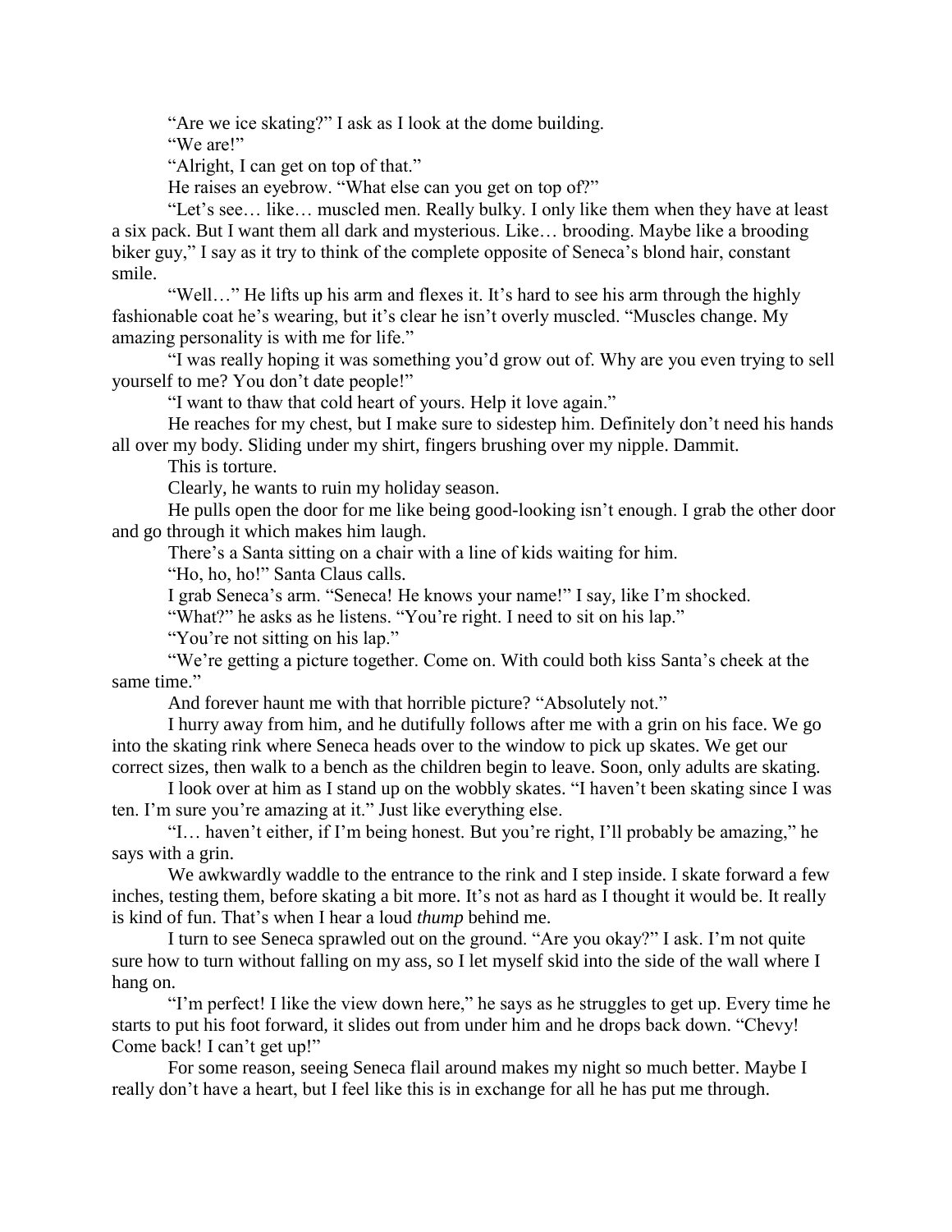"Are we ice skating?" I ask as I look at the dome building.

"We are!"

"Alright, I can get on top of that."

He raises an eyebrow. "What else can you get on top of?"

"Let's see… like… muscled men. Really bulky. I only like them when they have at least a six pack. But I want them all dark and mysterious. Like… brooding. Maybe like a brooding biker guy," I say as it try to think of the complete opposite of Seneca's blond hair, constant smile.

"Well…" He lifts up his arm and flexes it. It's hard to see his arm through the highly fashionable coat he's wearing, but it's clear he isn't overly muscled. "Muscles change. My amazing personality is with me for life."

"I was really hoping it was something you'd grow out of. Why are you even trying to sell yourself to me? You don't date people!"

"I want to thaw that cold heart of yours. Help it love again."

He reaches for my chest, but I make sure to sidestep him. Definitely don't need his hands all over my body. Sliding under my shirt, fingers brushing over my nipple. Dammit.

This is torture.

Clearly, he wants to ruin my holiday season.

He pulls open the door for me like being good-looking isn't enough. I grab the other door and go through it which makes him laugh.

There's a Santa sitting on a chair with a line of kids waiting for him.

"Ho, ho, ho!" Santa Claus calls.

I grab Seneca's arm. "Seneca! He knows your name!" I say, like I'm shocked.

"What?" he asks as he listens. "You're right. I need to sit on his lap."

"You're not sitting on his lap."

"We're getting a picture together. Come on. With could both kiss Santa's cheek at the same time."

And forever haunt me with that horrible picture? "Absolutely not."

I hurry away from him, and he dutifully follows after me with a grin on his face. We go into the skating rink where Seneca heads over to the window to pick up skates. We get our correct sizes, then walk to a bench as the children begin to leave. Soon, only adults are skating.

I look over at him as I stand up on the wobbly skates. "I haven't been skating since I was ten. I'm sure you're amazing at it." Just like everything else.

"I… haven't either, if I'm being honest. But you're right, I'll probably be amazing," he says with a grin.

We awkwardly waddle to the entrance to the rink and I step inside. I skate forward a few inches, testing them, before skating a bit more. It's not as hard as I thought it would be. It really is kind of fun. That's when I hear a loud *thump* behind me.

I turn to see Seneca sprawled out on the ground. "Are you okay?" I ask. I'm not quite sure how to turn without falling on my ass, so I let myself skid into the side of the wall where I hang on.

"I'm perfect! I like the view down here," he says as he struggles to get up. Every time he starts to put his foot forward, it slides out from under him and he drops back down. "Chevy! Come back! I can't get up!"

For some reason, seeing Seneca flail around makes my night so much better. Maybe I really don't have a heart, but I feel like this is in exchange for all he has put me through.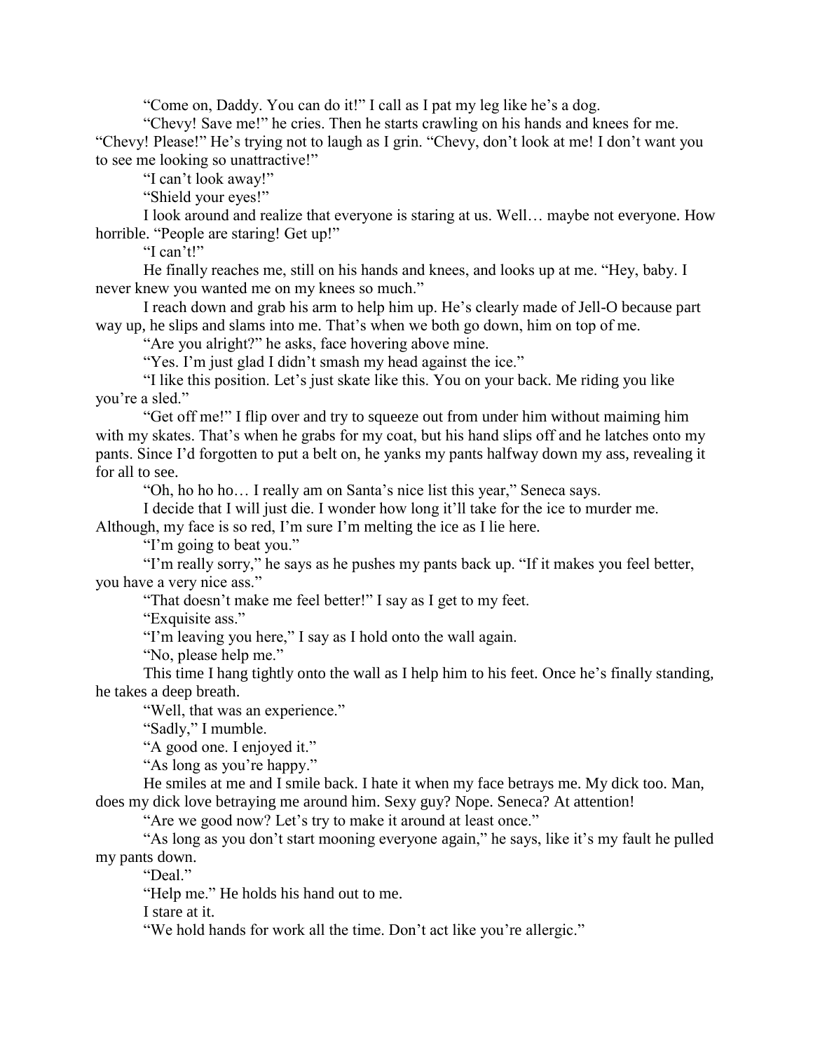"Come on, Daddy. You can do it!" I call as I pat my leg like he's a dog.

"Chevy! Save me!" he cries. Then he starts crawling on his hands and knees for me. "Chevy! Please!" He's trying not to laugh as I grin. "Chevy, don't look at me! I don't want you to see me looking so unattractive!"

"I can't look away!"

"Shield your eyes!"

I look around and realize that everyone is staring at us. Well… maybe not everyone. How horrible. "People are staring! Get up!"

"I can't!"

He finally reaches me, still on his hands and knees, and looks up at me. "Hey, baby. I never knew you wanted me on my knees so much."

I reach down and grab his arm to help him up. He's clearly made of Jell-O because part way up, he slips and slams into me. That's when we both go down, him on top of me.

"Are you alright?" he asks, face hovering above mine.

"Yes. I'm just glad I didn't smash my head against the ice."

"I like this position. Let's just skate like this. You on your back. Me riding you like you're a sled."

"Get off me!" I flip over and try to squeeze out from under him without maiming him with my skates. That's when he grabs for my coat, but his hand slips off and he latches onto my pants. Since I'd forgotten to put a belt on, he yanks my pants halfway down my ass, revealing it for all to see.

"Oh, ho ho ho… I really am on Santa's nice list this year," Seneca says.

I decide that I will just die. I wonder how long it'll take for the ice to murder me. Although, my face is so red, I'm sure I'm melting the ice as I lie here.

"I'm going to beat you."

"I'm really sorry," he says as he pushes my pants back up. "If it makes you feel better, you have a very nice ass."

"That doesn't make me feel better!" I say as I get to my feet.

"Exquisite ass."

"I'm leaving you here," I say as I hold onto the wall again.

"No, please help me."

This time I hang tightly onto the wall as I help him to his feet. Once he's finally standing, he takes a deep breath.

"Well, that was an experience."

"Sadly," I mumble.

"A good one. I enjoyed it."

"As long as you're happy."

He smiles at me and I smile back. I hate it when my face betrays me. My dick too. Man, does my dick love betraying me around him. Sexy guy? Nope. Seneca? At attention!

"Are we good now? Let's try to make it around at least once."

"As long as you don't start mooning everyone again," he says, like it's my fault he pulled my pants down.

"Deal."

"Help me." He holds his hand out to me.

I stare at it.

"We hold hands for work all the time. Don't act like you're allergic."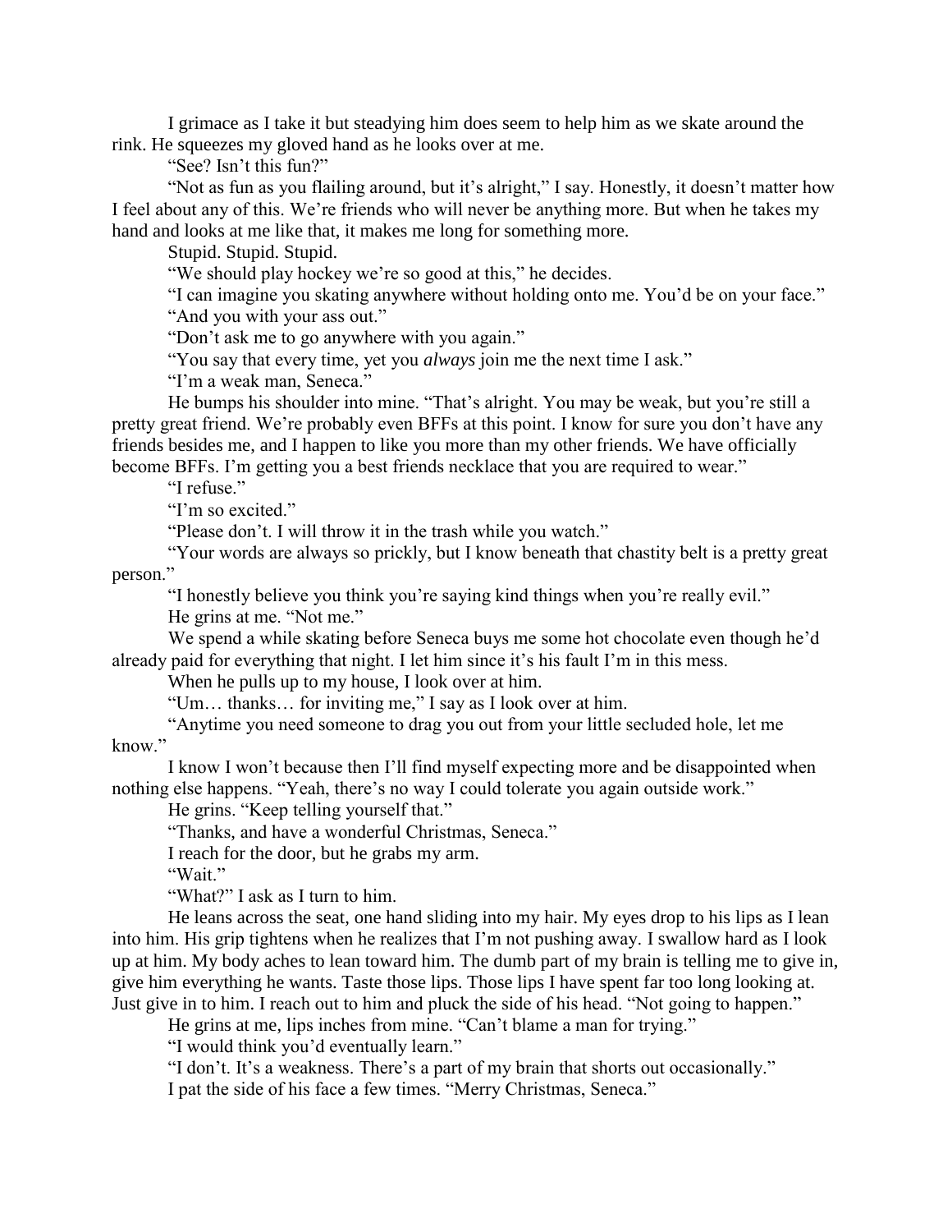I grimace as I take it but steadying him does seem to help him as we skate around the rink. He squeezes my gloved hand as he looks over at me.

"See? Isn't this fun?"

"Not as fun as you flailing around, but it's alright," I say. Honestly, it doesn't matter how I feel about any of this. We're friends who will never be anything more. But when he takes my hand and looks at me like that, it makes me long for something more.

Stupid. Stupid. Stupid.

"We should play hockey we're so good at this," he decides.

"I can imagine you skating anywhere without holding onto me. You'd be on your face."

"And you with your ass out."

"Don't ask me to go anywhere with you again."

"You say that every time, yet you *always* join me the next time I ask."

"I'm a weak man, Seneca."

He bumps his shoulder into mine. "That's alright. You may be weak, but you're still a pretty great friend. We're probably even BFFs at this point. I know for sure you don't have any friends besides me, and I happen to like you more than my other friends. We have officially become BFFs. I'm getting you a best friends necklace that you are required to wear."

"I refuse."

"I'm so excited."

"Please don't. I will throw it in the trash while you watch."

"Your words are always so prickly, but I know beneath that chastity belt is a pretty great person."

"I honestly believe you think you're saying kind things when you're really evil."

He grins at me. "Not me."

We spend a while skating before Seneca buys me some hot chocolate even though he'd already paid for everything that night. I let him since it's his fault I'm in this mess.

When he pulls up to my house, I look over at him.

"Um… thanks… for inviting me," I say as I look over at him.

"Anytime you need someone to drag you out from your little secluded hole, let me know."

I know I won't because then I'll find myself expecting more and be disappointed when nothing else happens. "Yeah, there's no way I could tolerate you again outside work."

He grins. "Keep telling yourself that."

"Thanks, and have a wonderful Christmas, Seneca."

I reach for the door, but he grabs my arm.

"Wait."

"What?" I ask as I turn to him.

He leans across the seat, one hand sliding into my hair. My eyes drop to his lips as I lean into him. His grip tightens when he realizes that I'm not pushing away. I swallow hard as I look up at him. My body aches to lean toward him. The dumb part of my brain is telling me to give in, give him everything he wants. Taste those lips. Those lips I have spent far too long looking at. Just give in to him. I reach out to him and pluck the side of his head. "Not going to happen."

He grins at me, lips inches from mine. "Can't blame a man for trying."

"I would think you'd eventually learn."

"I don't. It's a weakness. There's a part of my brain that shorts out occasionally."

I pat the side of his face a few times. "Merry Christmas, Seneca."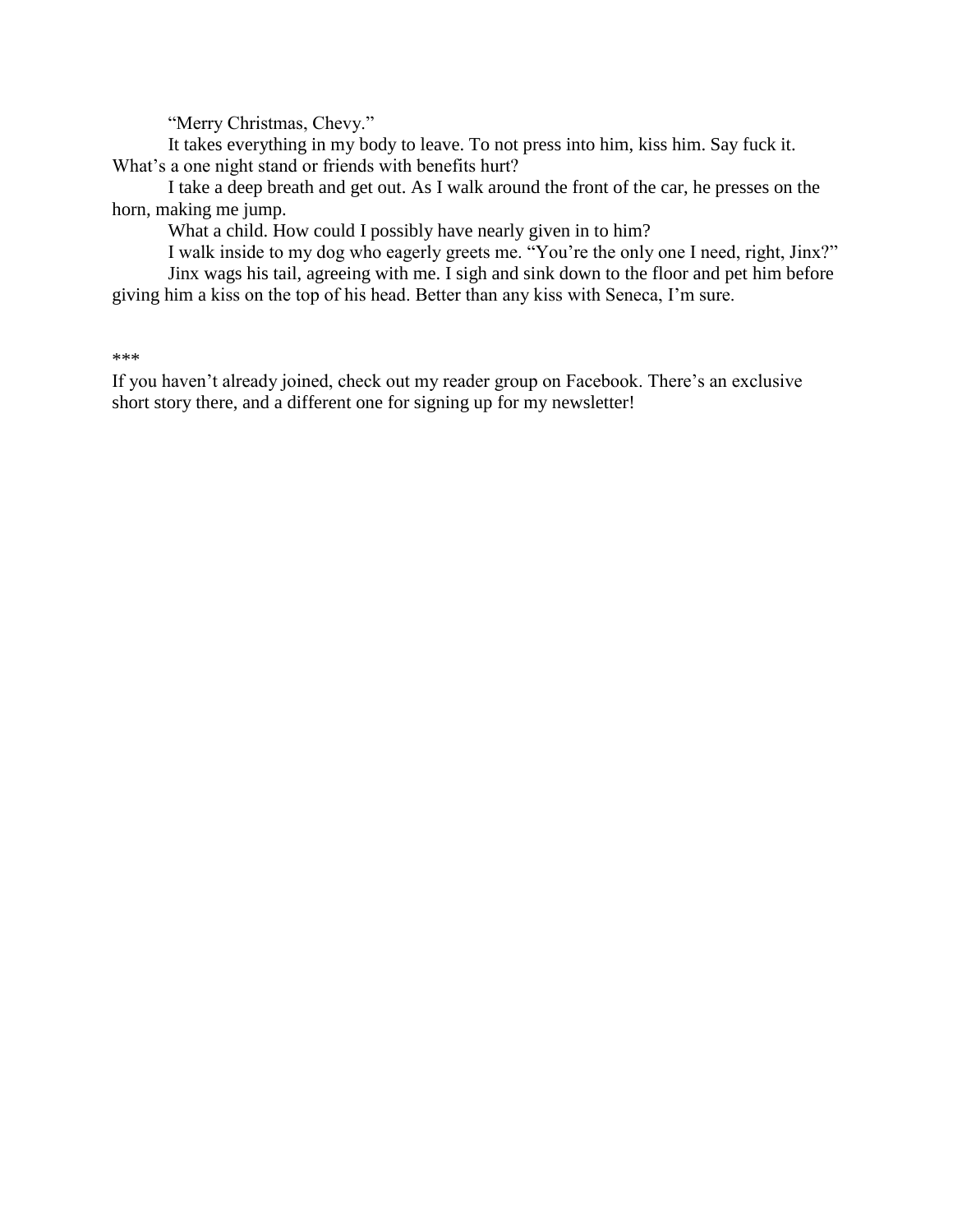"Merry Christmas, Chevy."

It takes everything in my body to leave. To not press into him, kiss him. Say fuck it. What's a one night stand or friends with benefits hurt?

I take a deep breath and get out. As I walk around the front of the car, he presses on the horn, making me jump.

What a child. How could I possibly have nearly given in to him?

I walk inside to my dog who eagerly greets me. "You're the only one I need, right, Jinx?"

Jinx wags his tail, agreeing with me. I sigh and sink down to the floor and pet him before giving him a kiss on the top of his head. Better than any kiss with Seneca, I'm sure.

***

If you haven't already joined, check out my reader group on Facebook. There's an exclusive short story there, and a different one for signing up for my newsletter!